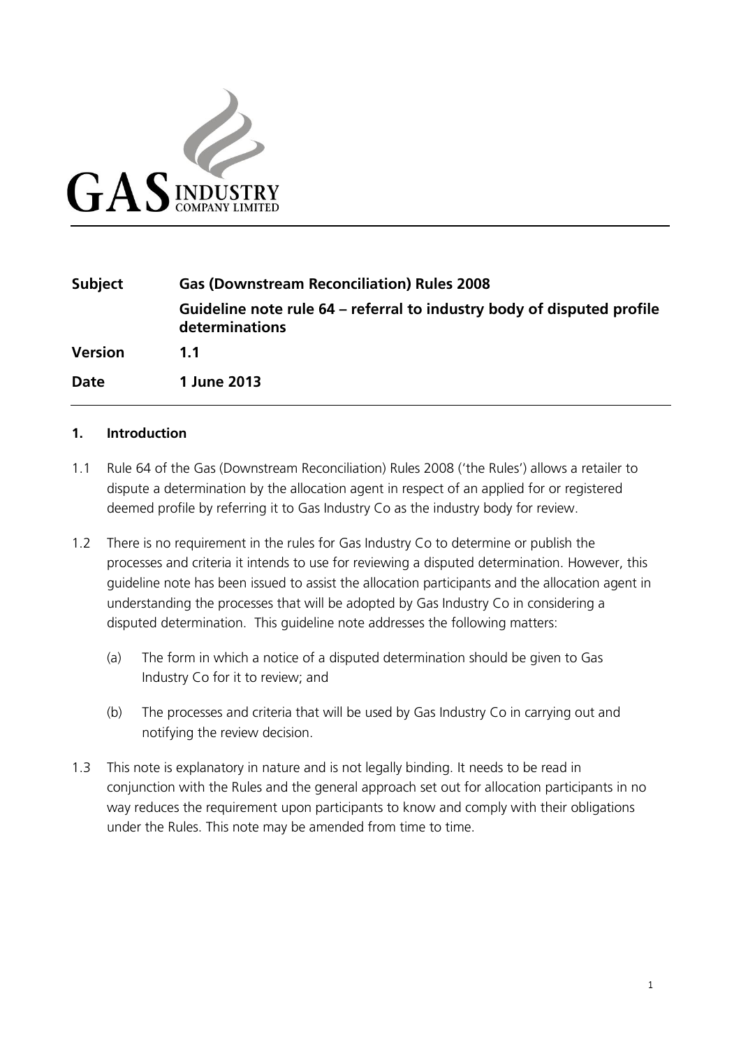GAS INDUSTRY COMPANY LIMITED

| | |
|---|---|
| **Subject** | **Gas (Downstream Reconciliation) Rules 2008** |
| | **Guideline note rule 64 – referral to industry body of disputed profile determinations** |
| **Version** | **1.1** |
| **Date** | **1 June 2013** |

## 1. Introduction

1.1 Rule 64 of the Gas (Downstream Reconciliation) Rules 2008 ('the Rules') allows a retailer to dispute a determination by the allocation agent in respect of an applied for or registered deemed profile by referring it to Gas Industry Co as the industry body for review.

1.2 There is no requirement in the rules for Gas Industry Co to determine or publish the processes and criteria it intends to use for reviewing a disputed determination. However, this guideline note has been issued to assist the allocation participants and the allocation agent in understanding the processes that will be adopted by Gas Industry Co in considering a disputed determination. This guideline note addresses the following matters:

(a) The form in which a notice of a disputed determination should be given to Gas Industry Co for it to review; and

(b) The processes and criteria that will be used by Gas Industry Co in carrying out and notifying the review decision.

1.3 This note is explanatory in nature and is not legally binding. It needs to be read in conjunction with the Rules and the general approach set out for allocation participants in no way reduces the requirement upon participants to know and comply with their obligations under the Rules. This note may be amended from time to time.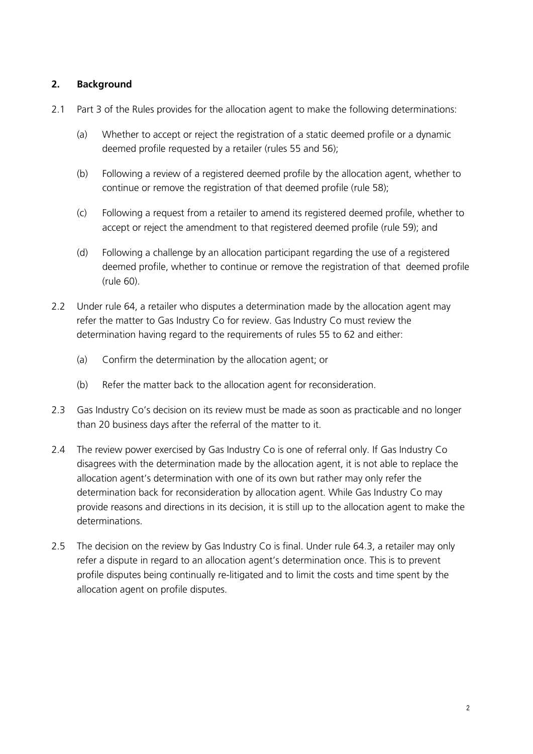## 2. Background

2.1 Part 3 of the Rules provides for the allocation agent to make the following determinations:

(a) Whether to accept or reject the registration of a static deemed profile or a dynamic deemed profile requested by a retailer (rules 55 and 56);

(b) Following a review of a registered deemed profile by the allocation agent, whether to continue or remove the registration of that deemed profile (rule 58);

(c) Following a request from a retailer to amend its registered deemed profile, whether to accept or reject the amendment to that registered deemed profile (rule 59); and

(d) Following a challenge by an allocation participant regarding the use of a registered deemed profile, whether to continue or remove the registration of that deemed profile (rule 60).

2.2 Under rule 64, a retailer who disputes a determination made by the allocation agent may refer the matter to Gas Industry Co for review. Gas Industry Co must review the determination having regard to the requirements of rules 55 to 62 and either:

(a) Confirm the determination by the allocation agent; or

(b) Refer the matter back to the allocation agent for reconsideration.

2.3 Gas Industry Co's decision on its review must be made as soon as practicable and no longer than 20 business days after the referral of the matter to it.

2.4 The review power exercised by Gas Industry Co is one of referral only. If Gas Industry Co disagrees with the determination made by the allocation agent, it is not able to replace the allocation agent's determination with one of its own but rather may only refer the determination back for reconsideration by allocation agent. While Gas Industry Co may provide reasons and directions in its decision, it is still up to the allocation agent to make the determinations.

2.5 The decision on the review by Gas Industry Co is final. Under rule 64.3, a retailer may only refer a dispute in regard to an allocation agent's determination once. This is to prevent profile disputes being continually re-litigated and to limit the costs and time spent by the allocation agent on profile disputes.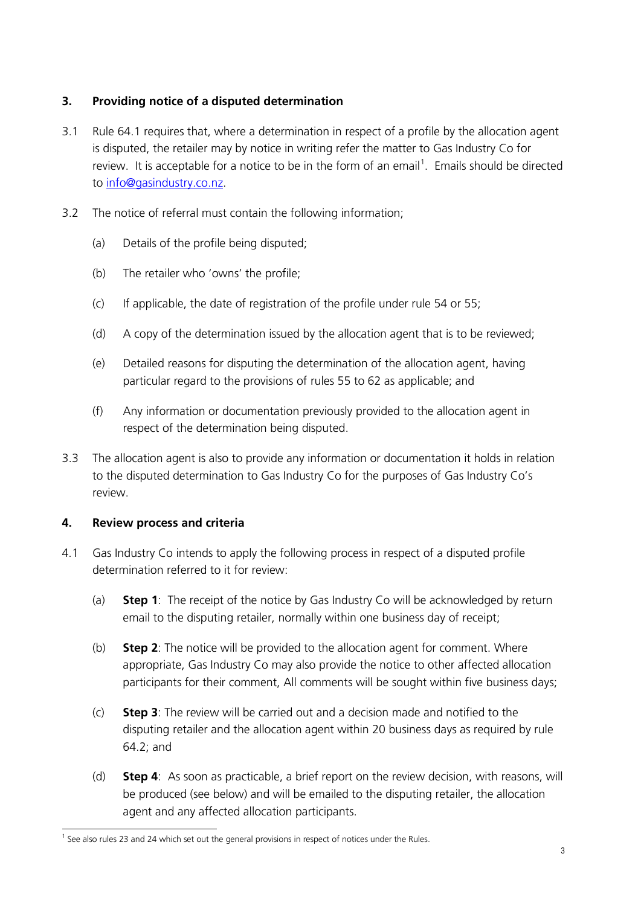## 3. Providing notice of a disputed determination

3.1 Rule 64.1 requires that, where a determination in respect of a profile by the allocation agent is disputed, the retailer may by notice in writing refer the matter to Gas Industry Co for review. It is acceptable for a notice to be in the form of an email[1]. Emails should be directed to info@gasindustry.co.nz.

3.2 The notice of referral must contain the following information;

(a) Details of the profile being disputed;

(b) The retailer who 'owns' the profile;

(c) If applicable, the date of registration of the profile under rule 54 or 55;

(d) A copy of the determination issued by the allocation agent that is to be reviewed;

(e) Detailed reasons for disputing the determination of the allocation agent, having particular regard to the provisions of rules 55 to 62 as applicable; and

(f) Any information or documentation previously provided to the allocation agent in respect of the determination being disputed.

3.3 The allocation agent is also to provide any information or documentation it holds in relation to the disputed determination to Gas Industry Co for the purposes of Gas Industry Co's review.

## 4. Review process and criteria

4.1 Gas Industry Co intends to apply the following process in respect of a disputed profile determination referred to it for review:

(a) **Step 1**: The receipt of the notice by Gas Industry Co will be acknowledged by return email to the disputing retailer, normally within one business day of receipt;

(b) **Step 2**: The notice will be provided to the allocation agent for comment. Where appropriate, Gas Industry Co may also provide the notice to other affected allocation participants for their comment, All comments will be sought within five business days;

(c) **Step 3**: The review will be carried out and a decision made and notified to the disputing retailer and the allocation agent within 20 business days as required by rule 64.2; and

(d) **Step 4**: As soon as practicable, a brief report on the review decision, with reasons, will be produced (see below) and will be emailed to the disputing retailer, the allocation agent and any affected allocation participants.

[1] See also rules 23 and 24 which set out the general provisions in respect of notices under the Rules.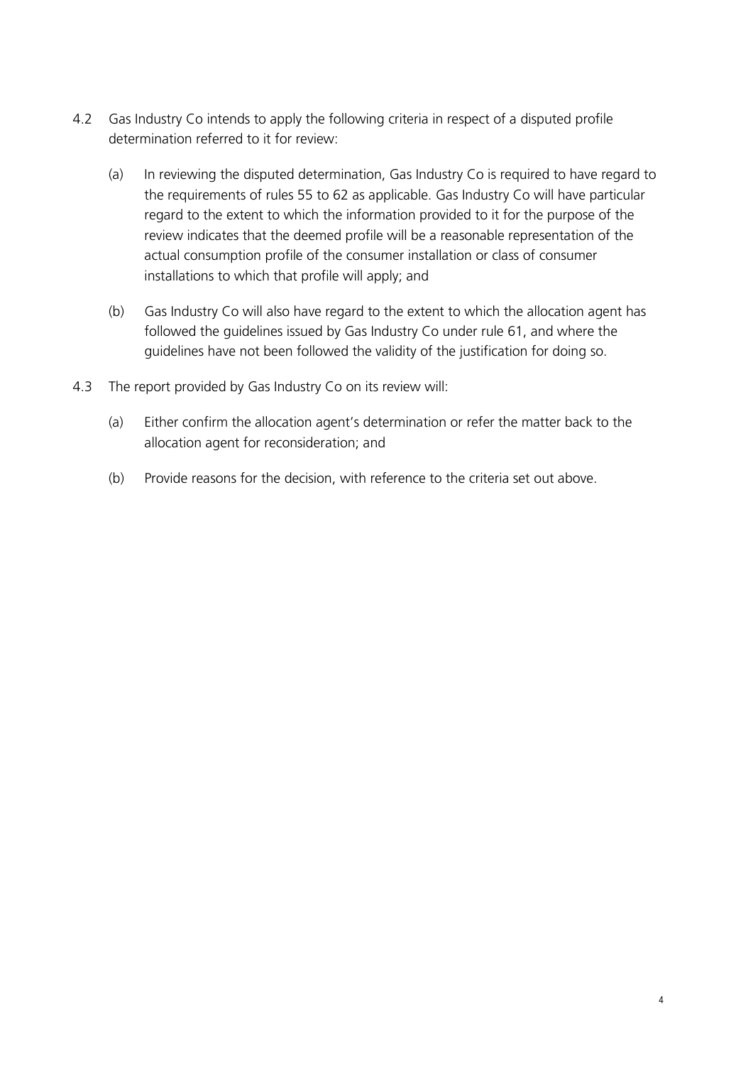4.2 Gas Industry Co intends to apply the following criteria in respect of a disputed profile determination referred to it for review:

   (a) In reviewing the disputed determination, Gas Industry Co is required to have regard to the requirements of rules 55 to 62 as applicable. Gas Industry Co will have particular regard to the extent to which the information provided to it for the purpose of the review indicates that the deemed profile will be a reasonable representation of the actual consumption profile of the consumer installation or class of consumer installations to which that profile will apply; and

   (b) Gas Industry Co will also have regard to the extent to which the allocation agent has followed the guidelines issued by Gas Industry Co under rule 61, and where the guidelines have not been followed the validity of the justification for doing so.

4.3 The report provided by Gas Industry Co on its review will:

   (a) Either confirm the allocation agent's determination or refer the matter back to the allocation agent for reconsideration; and

   (b) Provide reasons for the decision, with reference to the criteria set out above.